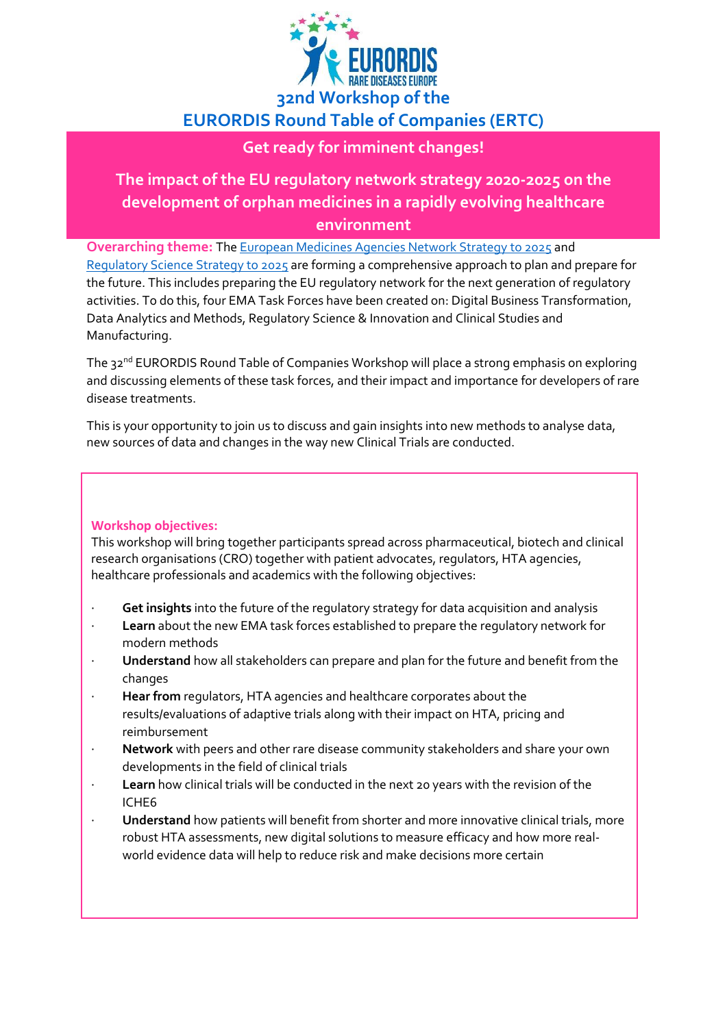# 32nd Workshop of the EURORDIS Round Table of Companies (ERTC)

## Get ready for imminent changes!

## The impact of the EU regulatory network strategy 2020-2025 on the development of orphan medicines in a rapidly evolving healthcare environment

**Overarching theme:** The [European Medicines Agencies Network Strategy to 2025](#) and [Regulatory Science Strategy to 2025](#) are forming a comprehensive approach to plan and prepare for the future. This includes preparing the EU regulatory network for the next generation of regulatory activities. To do this, four EMA Task Forces have been created on: Digital Business Transformation, Data Analytics and Methods, Regulatory Science & Innovation and Clinical Studies and Manufacturing.

The 32nd EURORDIS Round Table of Companies Workshop will place a strong emphasis on exploring and discussing elements of these task forces, and their impact and importance for developers of rare disease treatments.

This is your opportunity to join us to discuss and gain insights into new methods to analyse data, new sources of data and changes in the way new Clinical Trials are conducted.

**Workshop objectives:**

This workshop will bring together participants spread across pharmaceutical, biotech and clinical research organisations (CRO) together with patient advocates, regulators, HTA agencies, healthcare professionals and academics with the following objectives:

- **Get insights** into the future of the regulatory strategy for data acquisition and analysis
- **Learn** about the new EMA task forces established to prepare the regulatory network for modern methods
- **Understand** how all stakeholders can prepare and plan for the future and benefit from the changes
- **Hear from** regulators, HTA agencies and healthcare corporates about the results/evaluations of adaptive trials along with their impact on HTA, pricing and reimbursement
- **Network** with peers and other rare disease community stakeholders and share your own developments in the field of clinical trials
- **Learn** how clinical trials will be conducted in the next 20 years with the revision of the ICHE6
- **Understand** how patients will benefit from shorter and more innovative clinical trials, more robust HTA assessments, new digital solutions to measure efficacy and how more real-world evidence data will help to reduce risk and make decisions more certain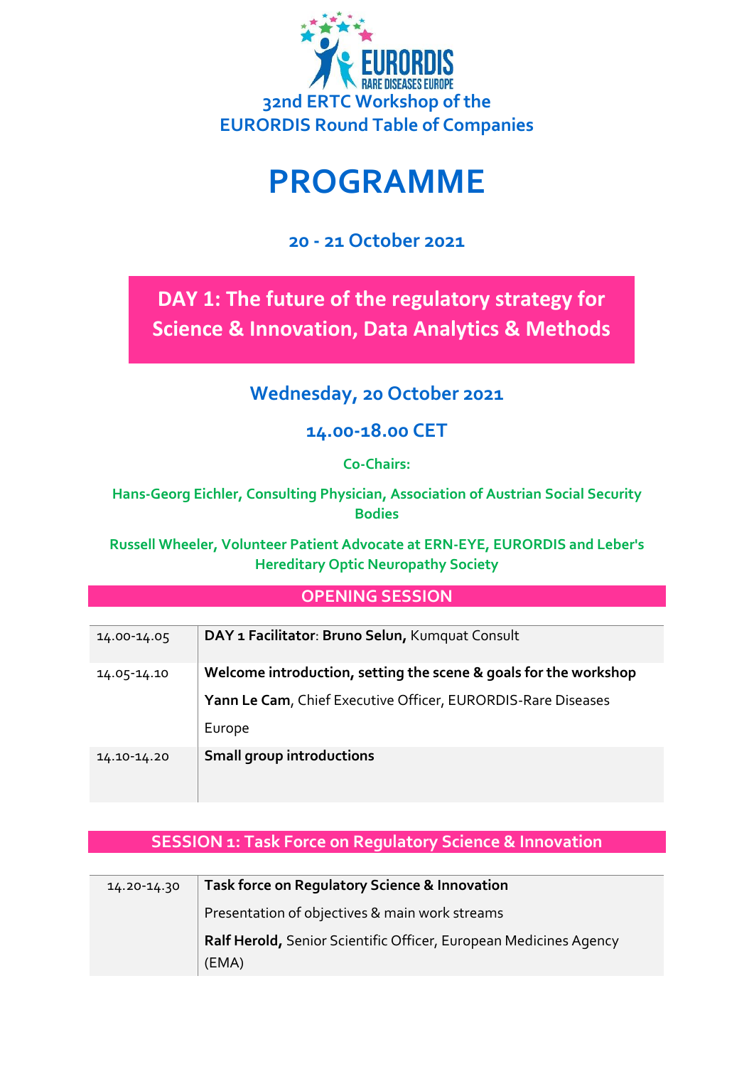32nd ERTC Workshop of the
EURORDIS Round Table of Companies

# PROGRAMME

### 20 - 21 October 2021

## DAY 1: The future of the regulatory strategy for Science & Innovation, Data Analytics & Methods

### Wednesday, 20 October 2021

### 14.00-18.00 CET

**Co-Chairs:**

**Hans-Georg Eichler, Consulting Physician, Association of Austrian Social Security Bodies**

**Russell Wheeler, Volunteer Patient Advocate at ERN-EYE, EURORDIS and Leber's Hereditary Optic Neuropathy Society**

## OPENING SESSION

| | |
|---|---|
| 14.00-14.05 | **DAY 1 Facilitator**: **Bruno Selun,** Kumquat Consult |
| 14.05-14.10 | **Welcome introduction, setting the scene & goals for the workshop**<br>**Yann Le Cam**, Chief Executive Officer, EURORDIS-Rare Diseases Europe |
| 14.10-14.20 | **Small group introductions** |

## SESSION 1: Task Force on Regulatory Science & Innovation

| | |
|---|---|
| 14.20-14.30 | **Task force on Regulatory Science & Innovation**<br>Presentation of objectives & main work streams<br>**Ralf Herold,** Senior Scientific Officer, European Medicines Agency (EMA) |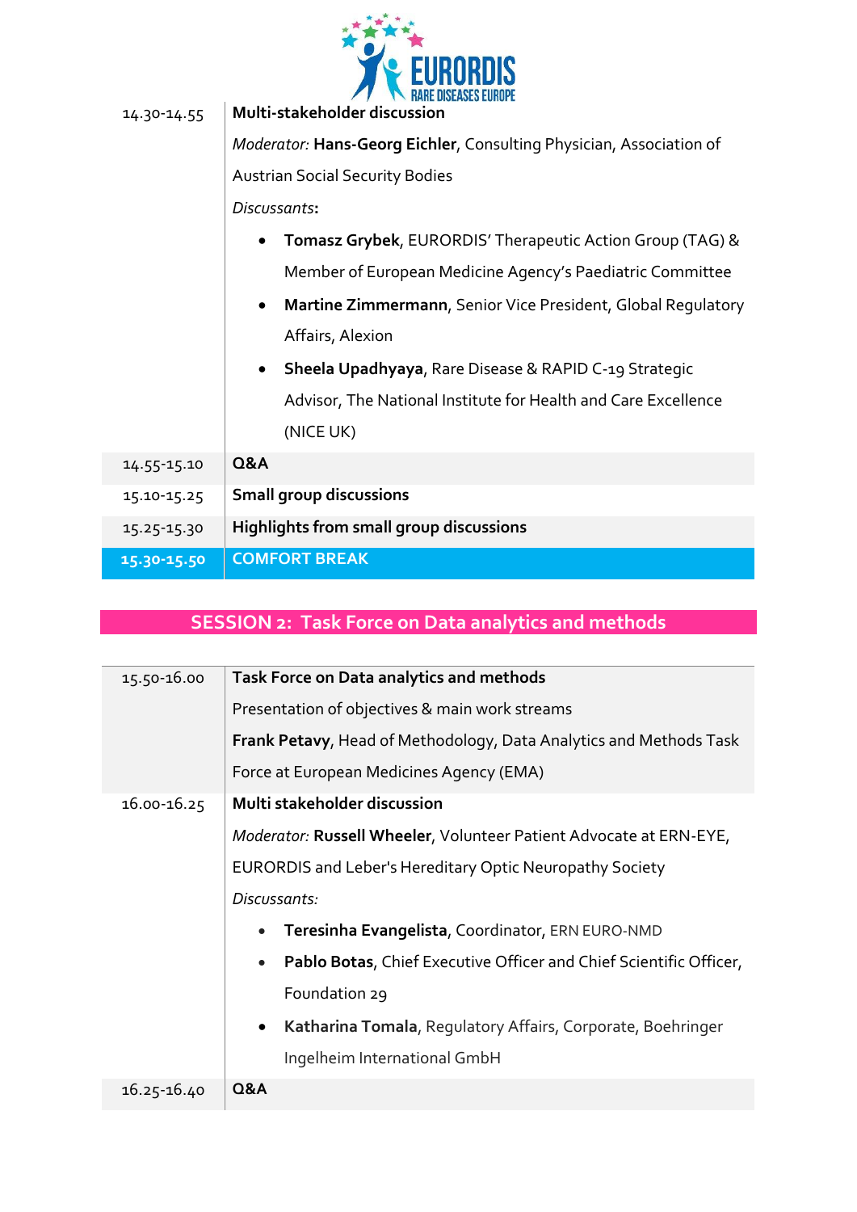| | |
|---|---|
| 14.30-14.55 | **Multi-stakeholder discussion**<br>*Moderator:* **Hans-Georg Eichler**, Consulting Physician, Association of Austrian Social Security Bodies<br>*Discussants*:<br>• **Tomasz Grybek**, EURORDIS' Therapeutic Action Group (TAG) & Member of European Medicine Agency's Paediatric Committee<br>• **Martine Zimmermann**, Senior Vice President, Global Regulatory Affairs, Alexion<br>• **Sheela Upadhyaya**, Rare Disease & RAPID C-19 Strategic Advisor, The National Institute for Health and Care Excellence (NICE UK) |
| 14.55-15.10 | **Q&A** |
| 15.10-15.25 | **Small group discussions** |
| 15.25-15.30 | **Highlights from small group discussions** |
| **15.30-15.50** | **COMFORT BREAK** |

## SESSION 2: Task Force on Data analytics and methods

| | |
|---|---|
| 15.50-16.00 | **Task Force on Data analytics and methods**<br>Presentation of objectives & main work streams<br>**Frank Petavy**, Head of Methodology, Data Analytics and Methods Task Force at European Medicines Agency (EMA) |
| 16.00-16.25 | **Multi stakeholder discussion**<br>*Moderator:* **Russell Wheeler**, Volunteer Patient Advocate at ERN-EYE, EURORDIS and Leber's Hereditary Optic Neuropathy Society<br>*Discussants:*<br>• **Teresinha Evangelista**, Coordinator, ERN EURO-NMD<br>• **Pablo Botas**, Chief Executive Officer and Chief Scientific Officer, Foundation 29<br>• **Katharina Tomala**, Regulatory Affairs, Corporate, Boehringer Ingelheim International GmbH |
| 16.25-16.40 | **Q&A** |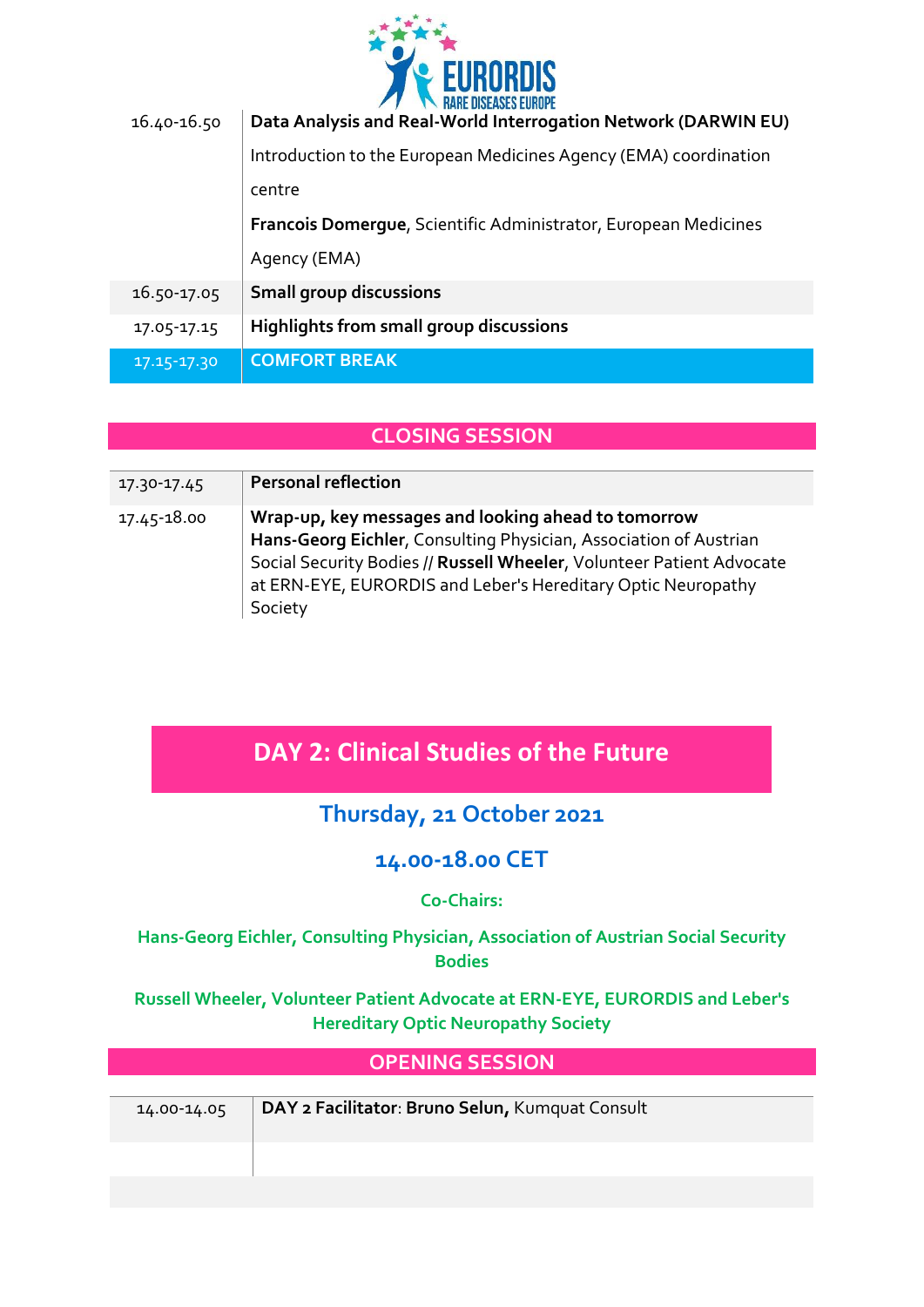| | |
|---|---|
| 16.40-16.50 | **Data Analysis and Real-World Interrogation Network (DARWIN EU)**<br>Introduction to the European Medicines Agency (EMA) coordination centre<br>**Francois Domergue**, Scientific Administrator, European Medicines Agency (EMA) |
| 16.50-17.05 | **Small group discussions** |
| 17.05-17.15 | **Highlights from small group discussions** |
| 17.15-17.30 | **COMFORT BREAK** |

## CLOSING SESSION

| | |
|---|---|
| 17.30-17.45 | **Personal reflection** |
| 17.45-18.00 | **Wrap-up, key messages and looking ahead to tomorrow**<br>**Hans-Georg Eichler**, Consulting Physician, Association of Austrian Social Security Bodies // **Russell Wheeler**, Volunteer Patient Advocate at ERN-EYE, EURORDIS and Leber's Hereditary Optic Neuropathy Society |

# DAY 2: Clinical Studies of the Future

## Thursday, 21 October 2021

## 14.00-18.00 CET

**Co-Chairs:**

**Hans-Georg Eichler, Consulting Physician, Association of Austrian Social Security Bodies**

**Russell Wheeler, Volunteer Patient Advocate at ERN-EYE, EURORDIS and Leber's Hereditary Optic Neuropathy Society**

## OPENING SESSION

| | |
|---|---|
| 14.00-14.05 | **DAY 2 Facilitator**: **Bruno Selun,** Kumquat Consult |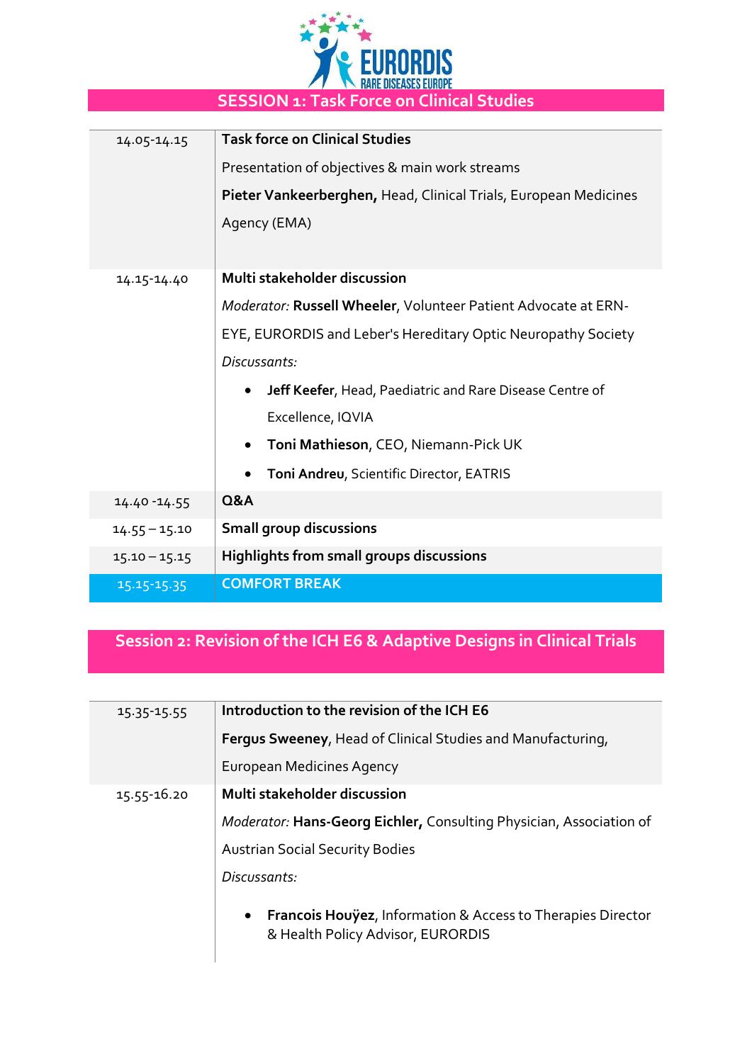## SESSION 1: Task Force on Clinical Studies

| | |
|---|---|
| 14.05-14.15 | **Task force on Clinical Studies**<br>Presentation of objectives & main work streams<br>**Pieter Vankeerberghen,** Head, Clinical Trials, European Medicines Agency (EMA) |
| 14.15-14.40 | **Multi stakeholder discussion**<br>*Moderator:* **Russell Wheeler**, Volunteer Patient Advocate at ERN-EYE, EURORDIS and Leber's Hereditary Optic Neuropathy Society<br>*Discussants:*<br>• **Jeff Keefer**, Head, Paediatric and Rare Disease Centre of Excellence, IQVIA<br>• **Toni Mathieson**, CEO, Niemann-Pick UK<br>• **Toni Andreu**, Scientific Director, EATRIS |
| 14.40 -14.55 | **Q&A** |
| 14.55 – 15.10 | **Small group discussions** |
| 15.10 – 15.15 | **Highlights from small groups discussions** |
| 15.15-15.35 | **COMFORT BREAK** |

## Session 2: Revision of the ICH E6 & Adaptive Designs in Clinical Trials

| | |
|---|---|
| 15.35-15.55 | **Introduction to the revision of the ICH E6**<br>**Fergus Sweeney**, Head of Clinical Studies and Manufacturing, European Medicines Agency |
| 15.55-16.20 | **Multi stakeholder discussion**<br>*Moderator:* **Hans-Georg Eichler,** Consulting Physician, Association of Austrian Social Security Bodies<br>*Discussants:*<br>• **Francois Houÿez**, Information & Access to Therapies Director & Health Policy Advisor, EURORDIS |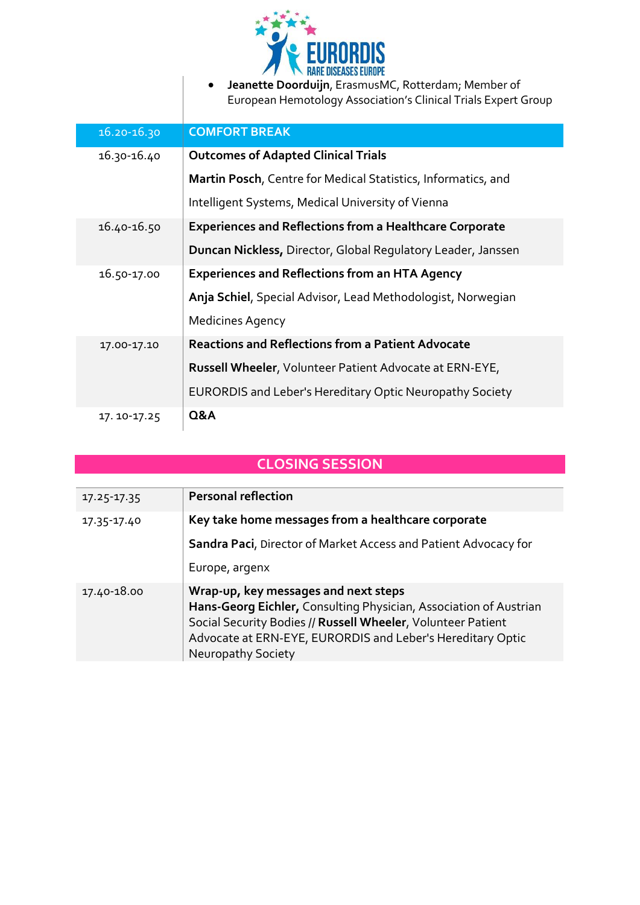| | |
|---|---|
| | - **Jeanette Doorduijn**, ErasmusMC, Rotterdam; Member of European Hemotology Association's Clinical Trials Expert Group |
| 16.20-16.30 | **COMFORT BREAK** |
| 16.30-16.40 | **Outcomes of Adapted Clinical Trials**<br>**Martin Posch**, Centre for Medical Statistics, Informatics, and Intelligent Systems, Medical University of Vienna |
| 16.40-16.50 | **Experiences and Reflections from a Healthcare Corporate**<br>**Duncan Nickless,** Director, Global Regulatory Leader, Janssen |
| 16.50-17.00 | **Experiences and Reflections from an HTA Agency**<br>**Anja Schiel**, Special Advisor, Lead Methodologist, Norwegian Medicines Agency |
| 17.00-17.10 | **Reactions and Reflections from a Patient Advocate**<br>**Russell Wheeler**, Volunteer Patient Advocate at ERN-EYE, EURORDIS and Leber's Hereditary Optic Neuropathy Society |
| 17. 10-17.25 | **Q&A** |

## CLOSING SESSION

| | |
|---|---|
| 17.25-17.35 | **Personal reflection** |
| 17.35-17.40 | **Key take home messages from a healthcare corporate**<br>**Sandra Paci**, Director of Market Access and Patient Advocacy for Europe, argenx |
| 17.40-18.00 | **Wrap-up, key messages and next steps**<br>**Hans-Georg Eichler,** Consulting Physician, Association of Austrian Social Security Bodies // **Russell Wheeler**, Volunteer Patient Advocate at ERN-EYE, EURORDIS and Leber's Hereditary Optic Neuropathy Society |